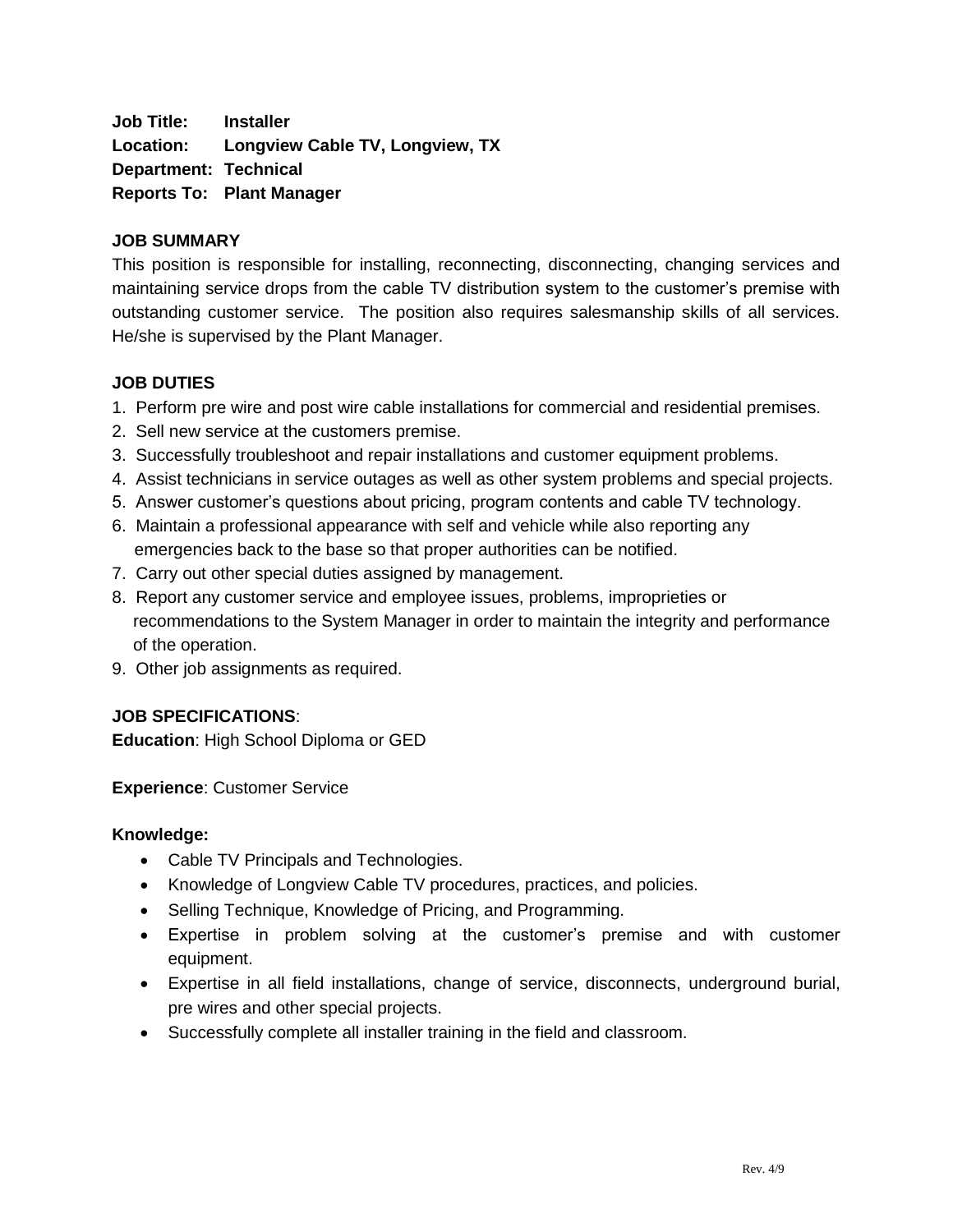**Job Title:** Installer
**Location:** Longview Cable TV, Longview, TX
**Department:** Technical
**Reports To:** Plant Manager

## JOB SUMMARY

This position is responsible for installing, reconnecting, disconnecting, changing services and maintaining service drops from the cable TV distribution system to the customer's premise with outstanding customer service. The position also requires salesmanship skills of all services. He/she is supervised by the Plant Manager.

## JOB DUTIES

1. Perform pre wire and post wire cable installations for commercial and residential premises.
2. Sell new service at the customers premise.
3. Successfully troubleshoot and repair installations and customer equipment problems.
4. Assist technicians in service outages as well as other system problems and special projects.
5. Answer customer's questions about pricing, program contents and cable TV technology.
6. Maintain a professional appearance with self and vehicle while also reporting any emergencies back to the base so that proper authorities can be notified.
7. Carry out other special duties assigned by management.
8. Report any customer service and employee issues, problems, improprieties or recommendations to the System Manager in order to maintain the integrity and performance of the operation.
9. Other job assignments as required.

## JOB SPECIFICATIONS:

**Education**: High School Diploma or GED

**Experience**: Customer Service

**Knowledge:**

- Cable TV Principals and Technologies.
- Knowledge of Longview Cable TV procedures, practices, and policies.
- Selling Technique, Knowledge of Pricing, and Programming.
- Expertise in problem solving at the customer's premise and with customer equipment.
- Expertise in all field installations, change of service, disconnects, underground burial, pre wires and other special projects.
- Successfully complete all installer training in the field and classroom.

Rev. 4/9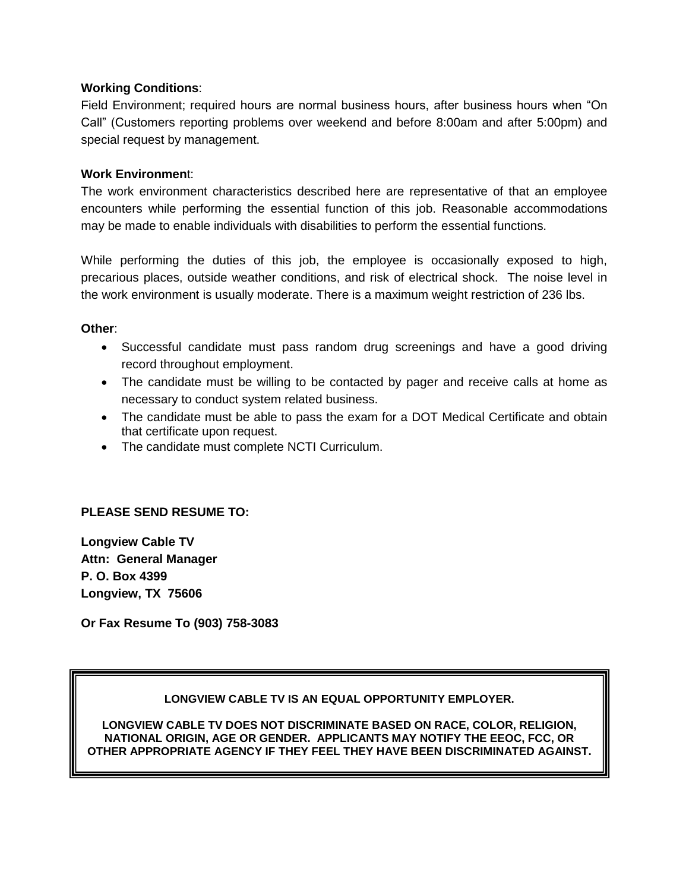**Working Conditions**:

Field Environment; required hours are normal business hours, after business hours when "On Call" (Customers reporting problems over weekend and before 8:00am and after 5:00pm) and special request by management.

**Work Environmen**t:

The work environment characteristics described here are representative of that an employee encounters while performing the essential function of this job. Reasonable accommodations may be made to enable individuals with disabilities to perform the essential functions.

While performing the duties of this job, the employee is occasionally exposed to high, precarious places, outside weather conditions, and risk of electrical shock. The noise level in the work environment is usually moderate. There is a maximum weight restriction of 236 lbs.

**Other**:

- Successful candidate must pass random drug screenings and have a good driving record throughout employment.
- The candidate must be willing to be contacted by pager and receive calls at home as necessary to conduct system related business.
- The candidate must be able to pass the exam for a DOT Medical Certificate and obtain that certificate upon request.
- The candidate must complete NCTI Curriculum.

**PLEASE SEND RESUME TO:**

**Longview Cable TV**
**Attn: General Manager**
**P. O. Box 4399**
**Longview, TX 75606**

**Or Fax Resume To (903) 758-3083**

**LONGVIEW CABLE TV IS AN EQUAL OPPORTUNITY EMPLOYER.**

**LONGVIEW CABLE TV DOES NOT DISCRIMINATE BASED ON RACE, COLOR, RELIGION, NATIONAL ORIGIN, AGE OR GENDER. APPLICANTS MAY NOTIFY THE EEOC, FCC, OR OTHER APPROPRIATE AGENCY IF THEY FEEL THEY HAVE BEEN DISCRIMINATED AGAINST.**